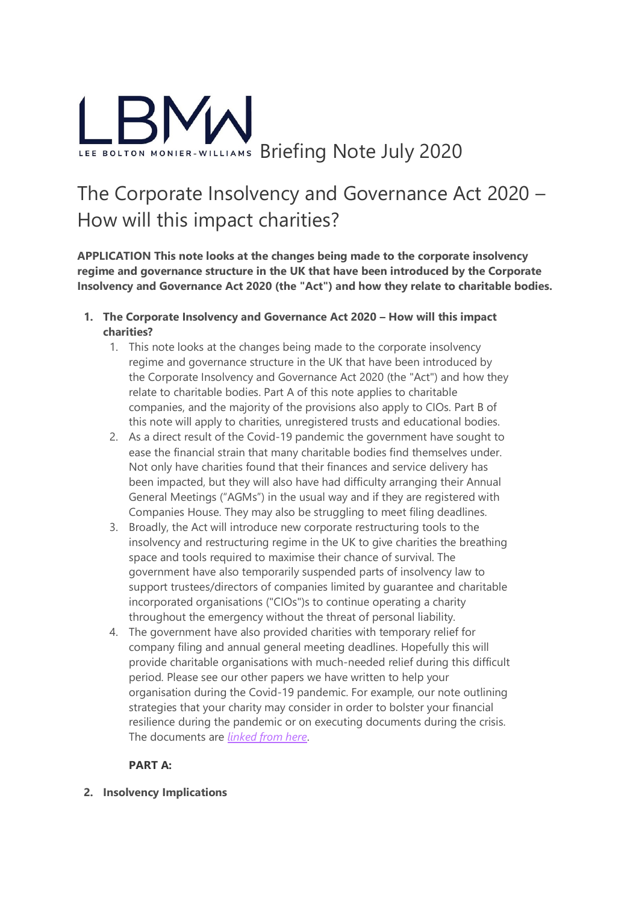LBMW LEE BOLTON MONIER-WILLIAMS Briefing Note July 2020

# The Corporate Insolvency and Governance Act 2020 – How will this impact charities?

**APPLICATION This note looks at the changes being made to the corporate insolvency regime and governance structure in the UK that have been introduced by the Corporate Insolvency and Governance Act 2020 (the "Act") and how they relate to charitable bodies.**

1. **The Corporate Insolvency and Governance Act 2020 – How will this impact charities?**
    1. This note looks at the changes being made to the corporate insolvency regime and governance structure in the UK that have been introduced by the Corporate Insolvency and Governance Act 2020 (the "Act") and how they relate to charitable bodies. Part A of this note applies to charitable companies, and the majority of the provisions also apply to CIOs. Part B of this note will apply to charities, unregistered trusts and educational bodies.
    2. As a direct result of the Covid-19 pandemic the government have sought to ease the financial strain that many charitable bodies find themselves under. Not only have charities found that their finances and service delivery has been impacted, but they will also have had difficulty arranging their Annual General Meetings ("AGMs") in the usual way and if they are registered with Companies House. They may also be struggling to meet filing deadlines.
    3. Broadly, the Act will introduce new corporate restructuring tools to the insolvency and restructuring regime in the UK to give charities the breathing space and tools required to maximise their chance of survival. The government have also temporarily suspended parts of insolvency law to support trustees/directors of companies limited by guarantee and charitable incorporated organisations ("CIOs")s to continue operating a charity throughout the emergency without the threat of personal liability.
    4. The government have also provided charities with temporary relief for company filing and annual general meeting deadlines. Hopefully this will provide charitable organisations with much-needed relief during this difficult period. Please see our other papers we have written to help your organisation during the Covid-19 pandemic. For example, our note outlining strategies that your charity may consider in order to bolster your financial resilience during the pandemic or on executing documents during the crisis. The documents are *linked from here*.

    **PART A:**

2. **Insolvency Implications**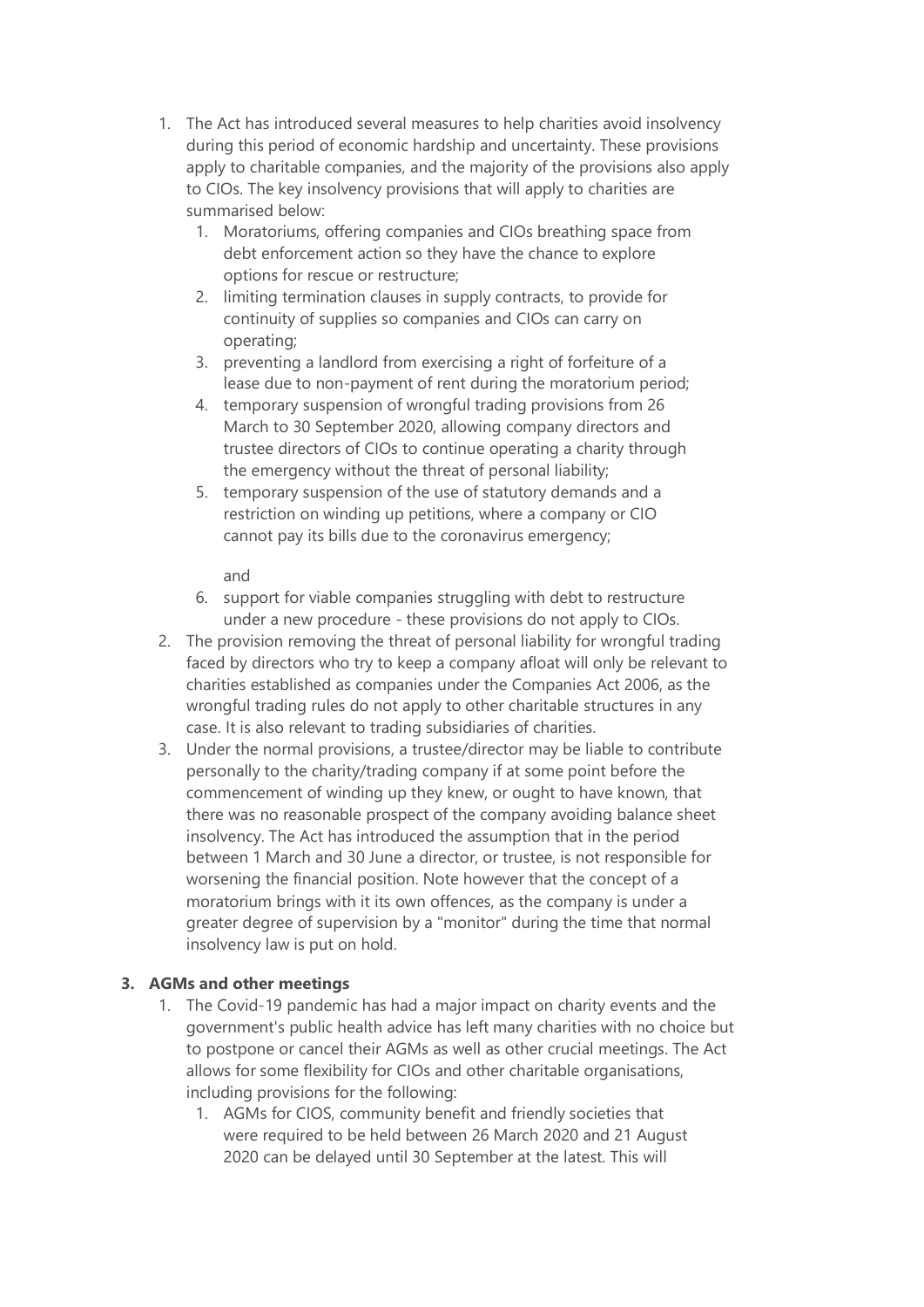1. The Act has introduced several measures to help charities avoid insolvency during this period of economic hardship and uncertainty. These provisions apply to charitable companies, and the majority of the provisions also apply to CIOs. The key insolvency provisions that will apply to charities are summarised below:
   1. Moratoriums, offering companies and CIOs breathing space from debt enforcement action so they have the chance to explore options for rescue or restructure;
   2. limiting termination clauses in supply contracts, to provide for continuity of supplies so companies and CIOs can carry on operating;
   3. preventing a landlord from exercising a right of forfeiture of a lease due to non-payment of rent during the moratorium period;
   4. temporary suspension of wrongful trading provisions from 26 March to 30 September 2020, allowing company directors and trustee directors of CIOs to continue operating a charity through the emergency without the threat of personal liability;
   5. temporary suspension of the use of statutory demands and a restriction on winding up petitions, where a company or CIO cannot pay its bills due to the coronavirus emergency;

      and
   6. support for viable companies struggling with debt to restructure under a new procedure - these provisions do not apply to CIOs.
2. The provision removing the threat of personal liability for wrongful trading faced by directors who try to keep a company afloat will only be relevant to charities established as companies under the Companies Act 2006, as the wrongful trading rules do not apply to other charitable structures in any case. It is also relevant to trading subsidiaries of charities.
3. Under the normal provisions, a trustee/director may be liable to contribute personally to the charity/trading company if at some point before the commencement of winding up they knew, or ought to have known, that there was no reasonable prospect of the company avoiding balance sheet insolvency. The Act has introduced the assumption that in the period between 1 March and 30 June a director, or trustee, is not responsible for worsening the financial position. Note however that the concept of a moratorium brings with it its own offences, as the company is under a greater degree of supervision by a "monitor" during the time that normal insolvency law is put on hold.

## 3. AGMs and other meetings

1. The Covid-19 pandemic has had a major impact on charity events and the government's public health advice has left many charities with no choice but to postpone or cancel their AGMs as well as other crucial meetings. The Act allows for some flexibility for CIOs and other charitable organisations, including provisions for the following:
   1. AGMs for CIOS, community benefit and friendly societies that were required to be held between 26 March 2020 and 21 August 2020 can be delayed until 30 September at the latest. This will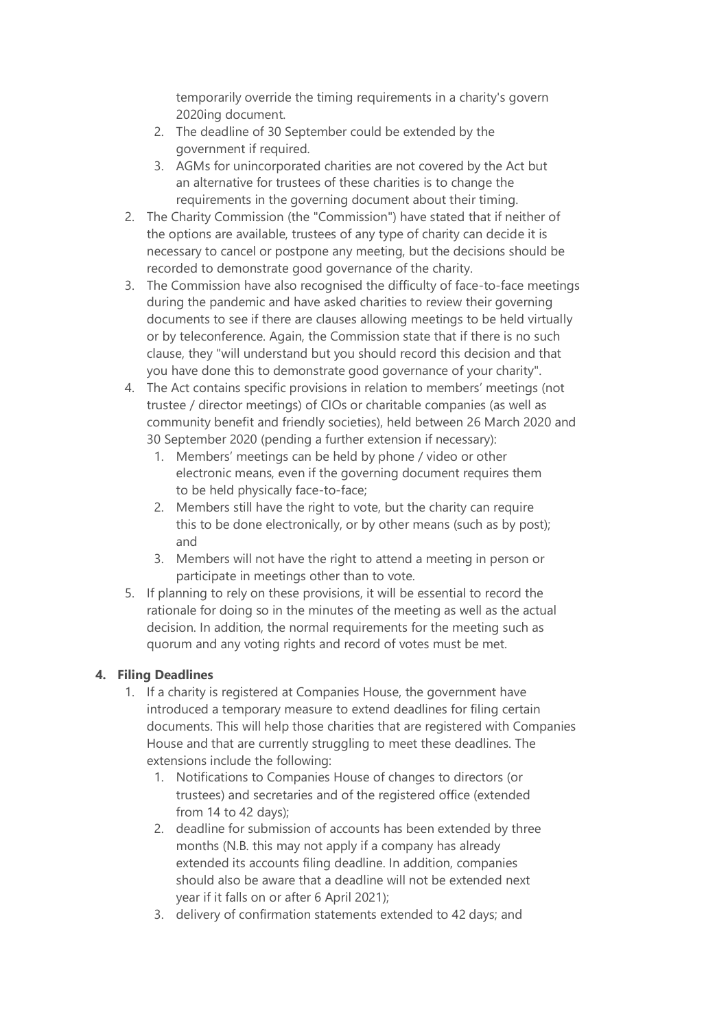temporarily override the timing requirements in a charity's govern 2020ing document.

2. The deadline of 30 September could be extended by the government if required.
3. AGMs for unincorporated charities are not covered by the Act but an alternative for trustees of these charities is to change the requirements in the governing document about their timing.

2. The Charity Commission (the "Commission") have stated that if neither of the options are available, trustees of any type of charity can decide it is necessary to cancel or postpone any meeting, but the decisions should be recorded to demonstrate good governance of the charity.
3. The Commission have also recognised the difficulty of face-to-face meetings during the pandemic and have asked charities to review their governing documents to see if there are clauses allowing meetings to be held virtually or by teleconference. Again, the Commission state that if there is no such clause, they "will understand but you should record this decision and that you have done this to demonstrate good governance of your charity".
4. The Act contains specific provisions in relation to members' meetings (not trustee / director meetings) of CIOs or charitable companies (as well as community benefit and friendly societies), held between 26 March 2020 and 30 September 2020 (pending a further extension if necessary):
    1. Members' meetings can be held by phone / video or other electronic means, even if the governing document requires them to be held physically face-to-face;
    2. Members still have the right to vote, but the charity can require this to be done electronically, or by other means (such as by post); and
    3. Members will not have the right to attend a meeting in person or participate in meetings other than to vote.
5. If planning to rely on these provisions, it will be essential to record the rationale for doing so in the minutes of the meeting as well as the actual decision. In addition, the normal requirements for the meeting such as quorum and any voting rights and record of votes must be met.

4. **Filing Deadlines**
    1. If a charity is registered at Companies House, the government have introduced a temporary measure to extend deadlines for filing certain documents. This will help those charities that are registered with Companies House and that are currently struggling to meet these deadlines. The extensions include the following:
        1. Notifications to Companies House of changes to directors (or trustees) and secretaries and of the registered office (extended from 14 to 42 days);
        2. deadline for submission of accounts has been extended by three months (N.B. this may not apply if a company has already extended its accounts filing deadline. In addition, companies should also be aware that a deadline will not be extended next year if it falls on or after 6 April 2021);
        3. delivery of confirmation statements extended to 42 days; and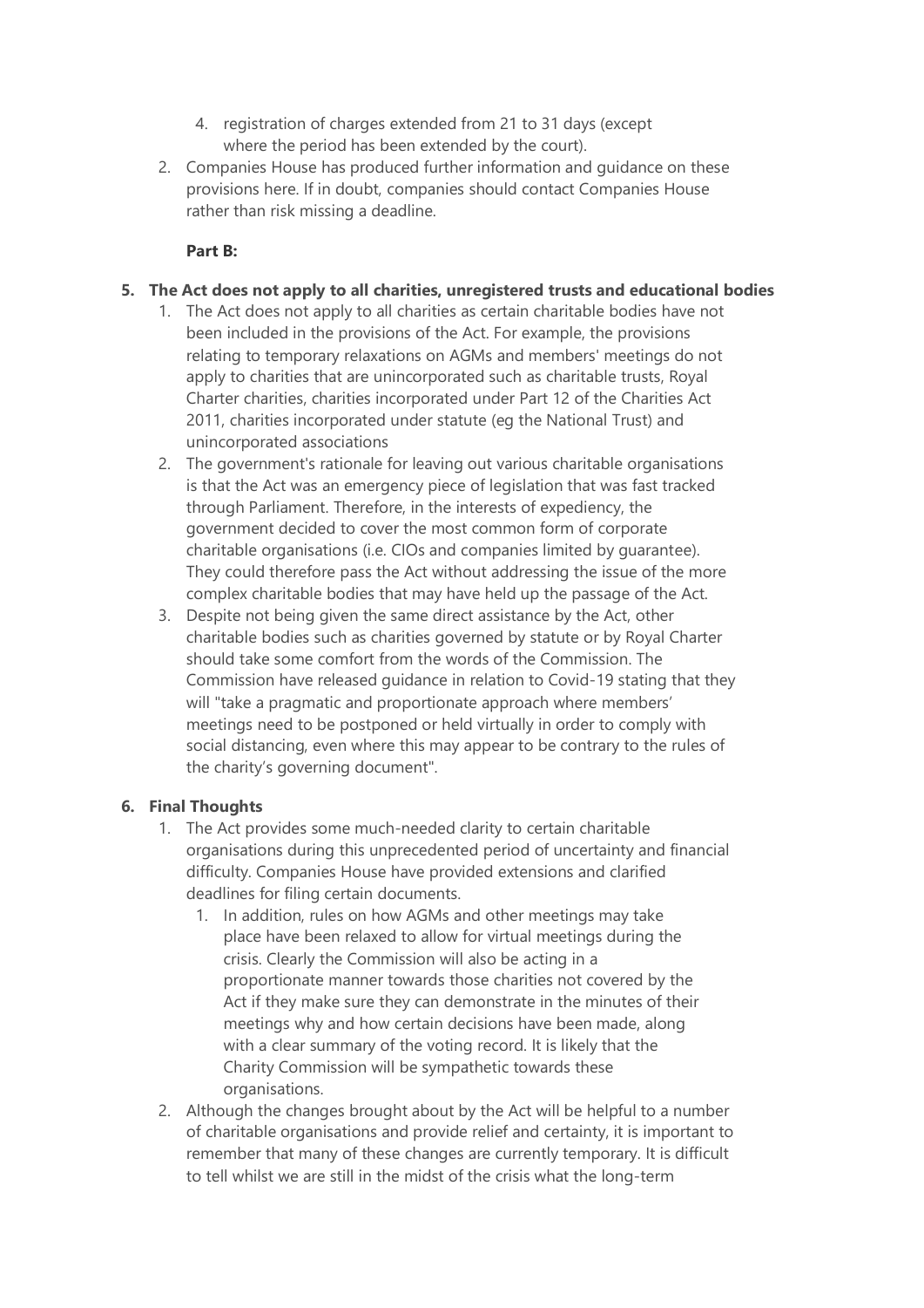4. registration of charges extended from 21 to 31 days (except where the period has been extended by the court).
2. Companies House has produced further information and guidance on these provisions here. If in doubt, companies should contact Companies House rather than risk missing a deadline.

**Part B:**

5. **The Act does not apply to all charities, unregistered trusts and educational bodies**
   1. The Act does not apply to all charities as certain charitable bodies have not been included in the provisions of the Act. For example, the provisions relating to temporary relaxations on AGMs and members' meetings do not apply to charities that are unincorporated such as charitable trusts, Royal Charter charities, charities incorporated under Part 12 of the Charities Act 2011, charities incorporated under statute (eg the National Trust) and unincorporated associations
   2. The government's rationale for leaving out various charitable organisations is that the Act was an emergency piece of legislation that was fast tracked through Parliament. Therefore, in the interests of expediency, the government decided to cover the most common form of corporate charitable organisations (i.e. CIOs and companies limited by guarantee). They could therefore pass the Act without addressing the issue of the more complex charitable bodies that may have held up the passage of the Act.
   3. Despite not being given the same direct assistance by the Act, other charitable bodies such as charities governed by statute or by Royal Charter should take some comfort from the words of the Commission. The Commission have released guidance in relation to Covid-19 stating that they will "take a pragmatic and proportionate approach where members' meetings need to be postponed or held virtually in order to comply with social distancing, even where this may appear to be contrary to the rules of the charity's governing document".

6. **Final Thoughts**
   1. The Act provides some much-needed clarity to certain charitable organisations during this unprecedented period of uncertainty and financial difficulty. Companies House have provided extensions and clarified deadlines for filing certain documents.
      1. In addition, rules on how AGMs and other meetings may take place have been relaxed to allow for virtual meetings during the crisis. Clearly the Commission will also be acting in a proportionate manner towards those charities not covered by the Act if they make sure they can demonstrate in the minutes of their meetings why and how certain decisions have been made, along with a clear summary of the voting record. It is likely that the Charity Commission will be sympathetic towards these organisations.
   2. Although the changes brought about by the Act will be helpful to a number of charitable organisations and provide relief and certainty, it is important to remember that many of these changes are currently temporary. It is difficult to tell whilst we are still in the midst of the crisis what the long-term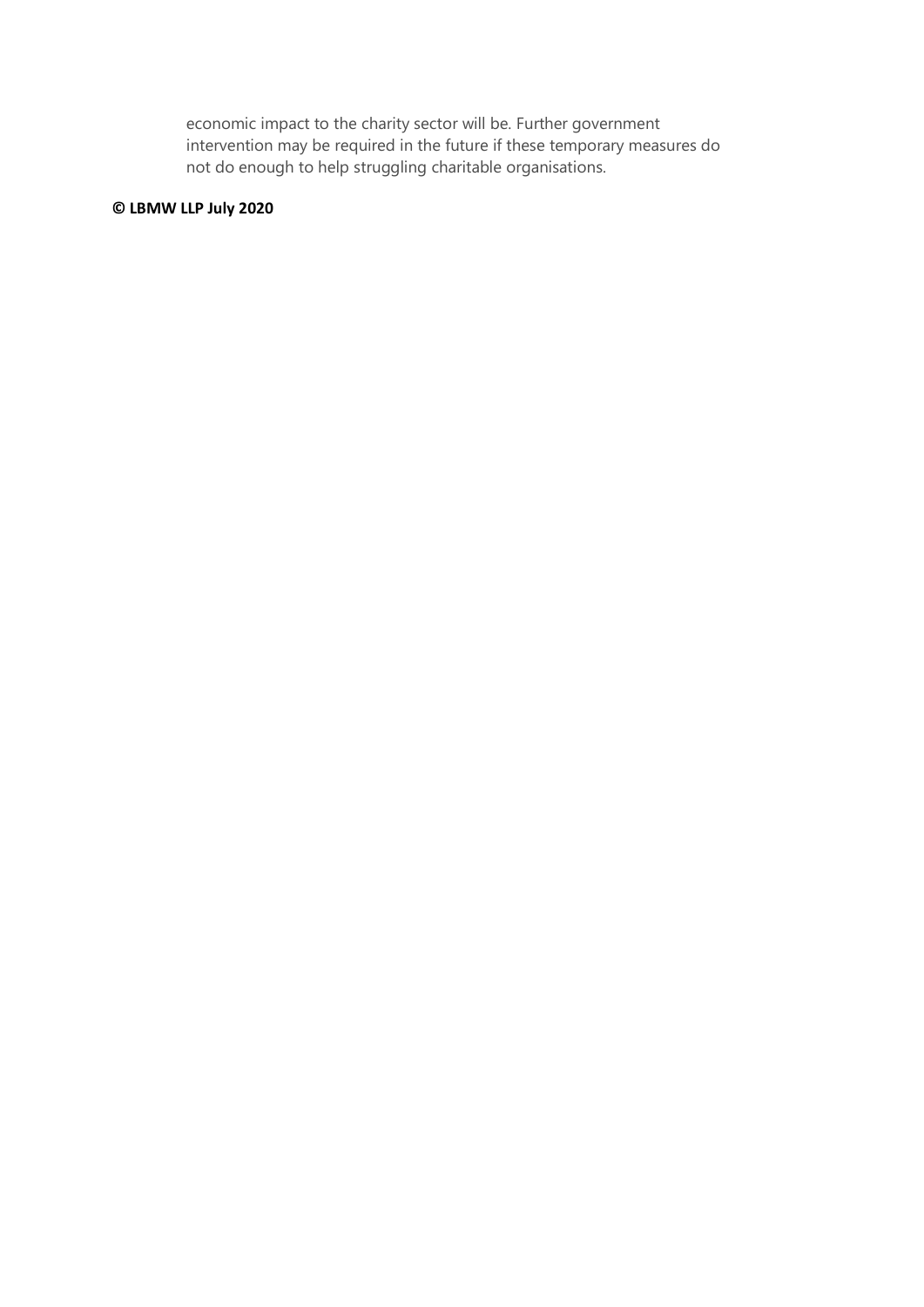economic impact to the charity sector will be. Further government intervention may be required in the future if these temporary measures do not do enough to help struggling charitable organisations.

**© LBMW LLP July 2020**